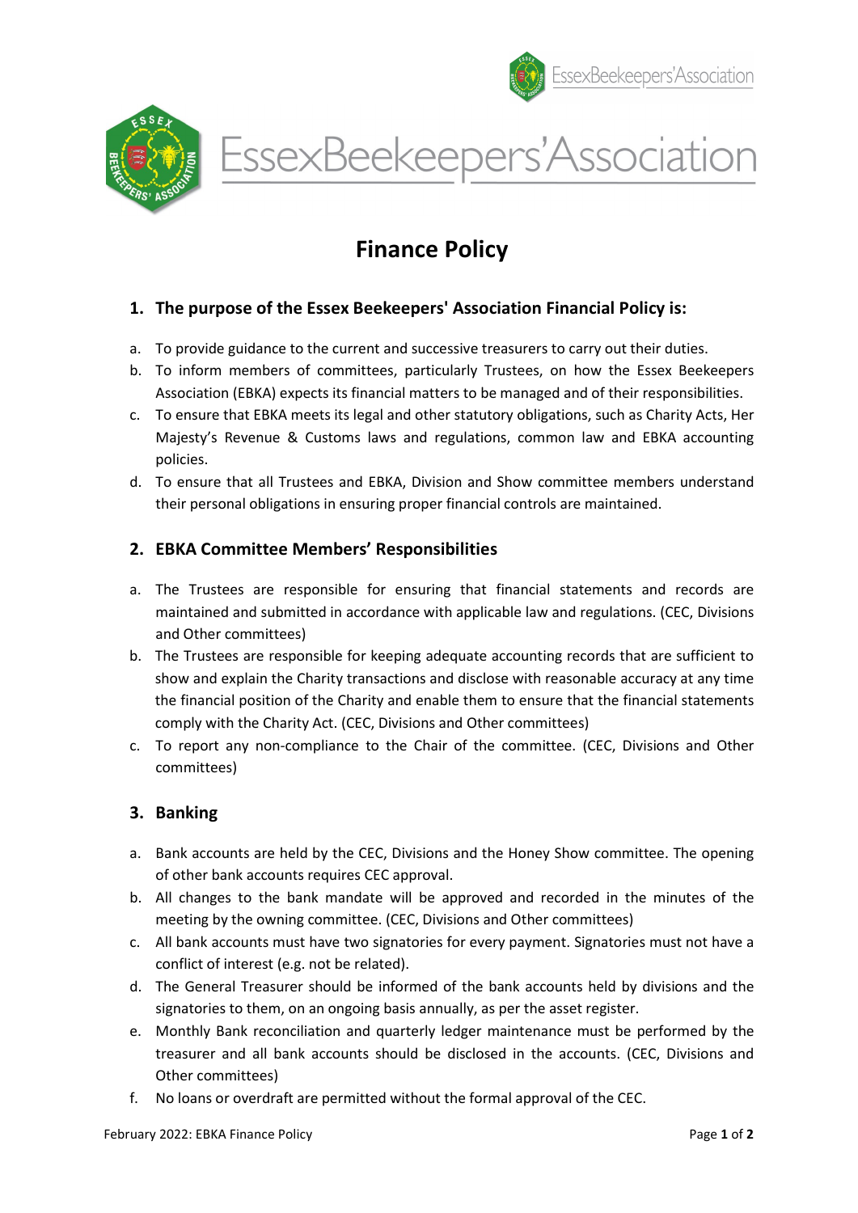# Finance Policy

## 1. The purpose of the Essex Beekeepers' Association Financial Policy is:

a. To provide guidance to the current and successive treasurers to carry out their duties.

b. To inform members of committees, particularly Trustees, on how the Essex Beekeepers Association (EBKA) expects its financial matters to be managed and of their responsibilities.

c. To ensure that EBKA meets its legal and other statutory obligations, such as Charity Acts, Her Majesty's Revenue & Customs laws and regulations, common law and EBKA accounting policies.

d. To ensure that all Trustees and EBKA, Division and Show committee members understand their personal obligations in ensuring proper financial controls are maintained.

## 2. EBKA Committee Members' Responsibilities

a. The Trustees are responsible for ensuring that financial statements and records are maintained and submitted in accordance with applicable law and regulations. (CEC, Divisions and Other committees)

b. The Trustees are responsible for keeping adequate accounting records that are sufficient to show and explain the Charity transactions and disclose with reasonable accuracy at any time the financial position of the Charity and enable them to ensure that the financial statements comply with the Charity Act. (CEC, Divisions and Other committees)

c. To report any non-compliance to the Chair of the committee. (CEC, Divisions and Other committees)

## 3. Banking

a. Bank accounts are held by the CEC, Divisions and the Honey Show committee. The opening of other bank accounts requires CEC approval.

b. All changes to the bank mandate will be approved and recorded in the minutes of the meeting by the owning committee. (CEC, Divisions and Other committees)

c. All bank accounts must have two signatories for every payment. Signatories must not have a conflict of interest (e.g. not be related).

d. The General Treasurer should be informed of the bank accounts held by divisions and the signatories to them, on an ongoing basis annually, as per the asset register.

e. Monthly Bank reconciliation and quarterly ledger maintenance must be performed by the treasurer and all bank accounts should be disclosed in the accounts. (CEC, Divisions and Other committees)

f. No loans or overdraft are permitted without the formal approval of the CEC.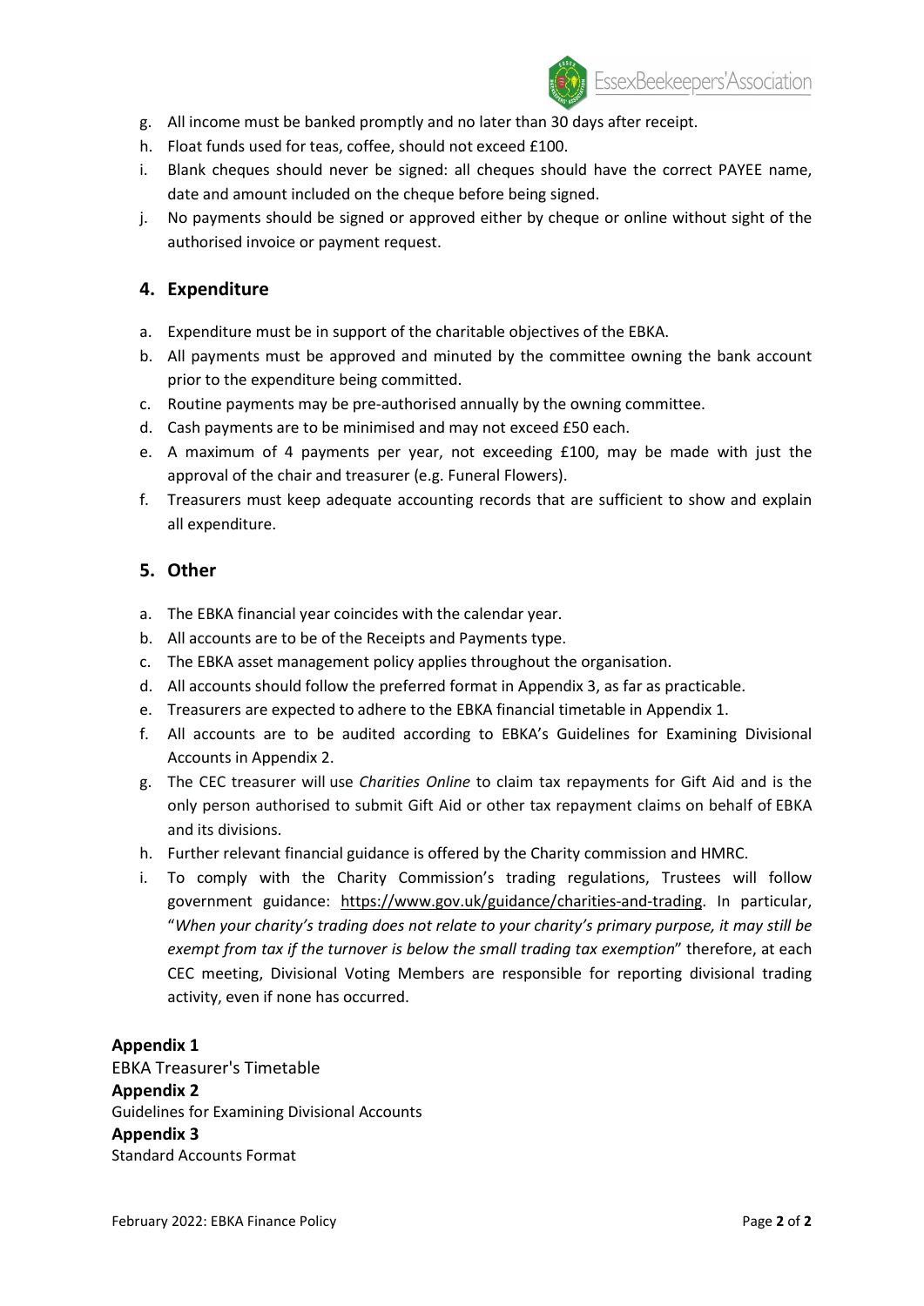g. All income must be banked promptly and no later than 30 days after receipt.
h. Float funds used for teas, coffee, should not exceed £100.
i. Blank cheques should never be signed: all cheques should have the correct PAYEE name, date and amount included on the cheque before being signed.
j. No payments should be signed or approved either by cheque or online without sight of the authorised invoice or payment request.

## 4. Expenditure

a. Expenditure must be in support of the charitable objectives of the EBKA.
b. All payments must be approved and minuted by the committee owning the bank account prior to the expenditure being committed.
c. Routine payments may be pre-authorised annually by the owning committee.
d. Cash payments are to be minimised and may not exceed £50 each.
e. A maximum of 4 payments per year, not exceeding £100, may be made with just the approval of the chair and treasurer (e.g. Funeral Flowers).
f. Treasurers must keep adequate accounting records that are sufficient to show and explain all expenditure.

## 5. Other

a. The EBKA financial year coincides with the calendar year.
b. All accounts are to be of the Receipts and Payments type.
c. The EBKA asset management policy applies throughout the organisation.
d. All accounts should follow the preferred format in Appendix 3, as far as practicable.
e. Treasurers are expected to adhere to the EBKA financial timetable in Appendix 1.
f. All accounts are to be audited according to EBKA's Guidelines for Examining Divisional Accounts in Appendix 2.
g. The CEC treasurer will use *Charities Online* to claim tax repayments for Gift Aid and is the only person authorised to submit Gift Aid or other tax repayment claims on behalf of EBKA and its divisions.
h. Further relevant financial guidance is offered by the Charity commission and HMRC.
i. To comply with the Charity Commission's trading regulations, Trustees will follow government guidance: https://www.gov.uk/guidance/charities-and-trading. In particular, "*When your charity's trading does not relate to your charity's primary purpose, it may still be exempt from tax if the turnover is below the small trading tax exemption*" therefore, at each CEC meeting, Divisional Voting Members are responsible for reporting divisional trading activity, even if none has occurred.

**Appendix 1**
EBKA Treasurer's Timetable
**Appendix 2**
Guidelines for Examining Divisional Accounts
**Appendix 3**
Standard Accounts Format